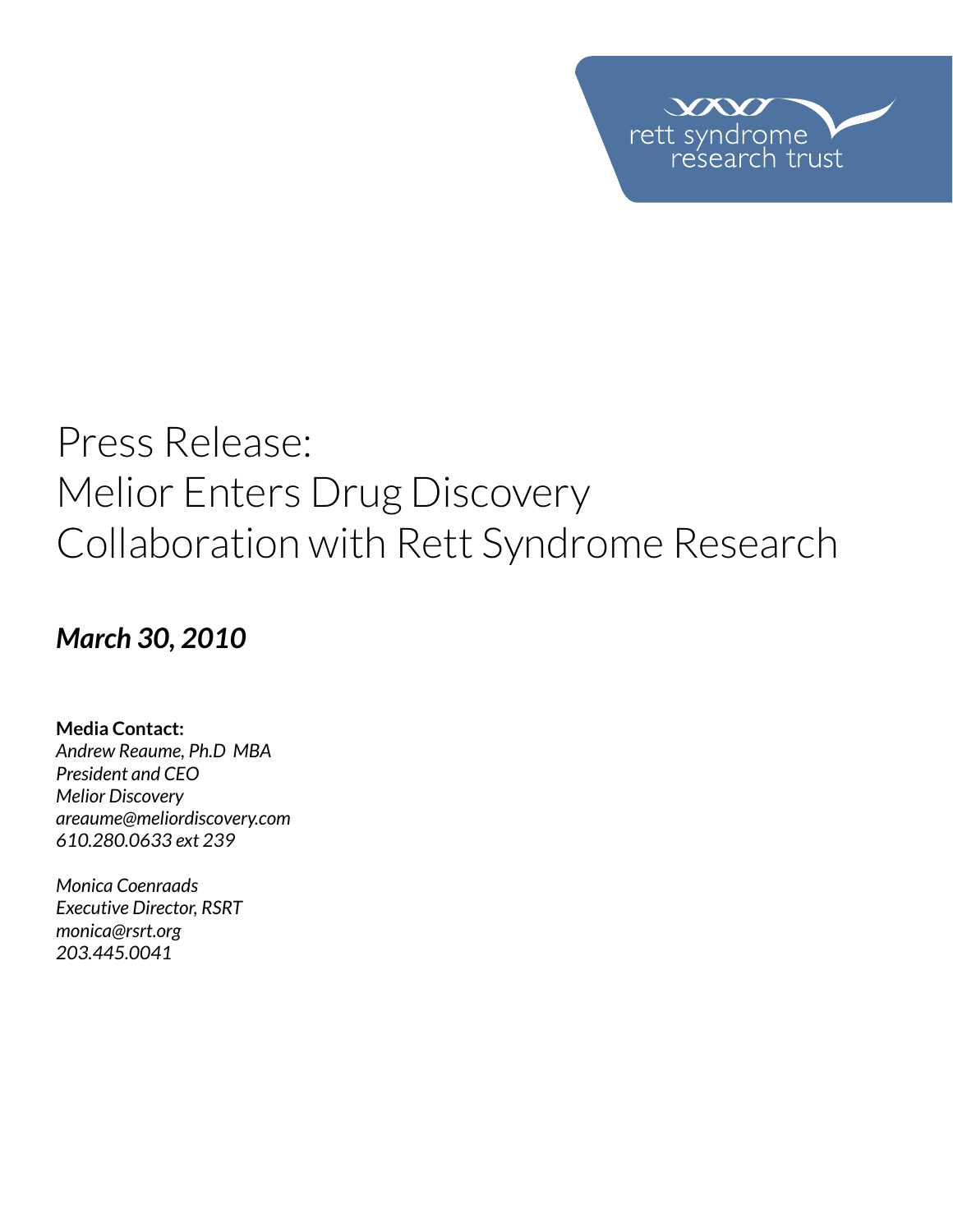rett syndrome research trust

# Press Release: Melior Enters Drug Discovery Collaboration with Rett Syndrome Research

***March 30, 2010***

**Media Contact:**
*Andrew Reaume, Ph.D MBA*
*President and CEO*
*Melior Discovery*
*areaume@meliordiscovery.com*
*610.280.0633 ext 239*

*Monica Coenraads*
*Executive Director, RSRT*
*monica@rsrt.org*
*203.445.0041*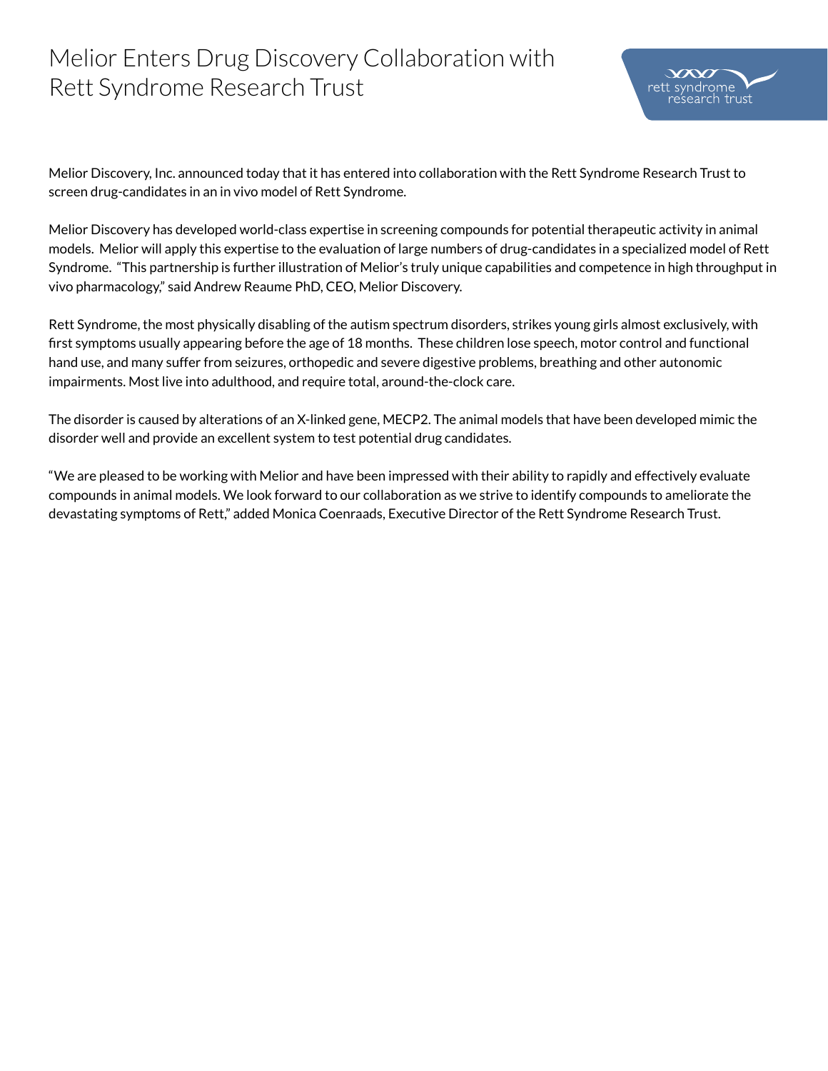# Melior Enters Drug Discovery Collaboration with Rett Syndrome Research Trust

Melior Discovery, Inc. announced today that it has entered into collaboration with the Rett Syndrome Research Trust to screen drug-candidates in an in vivo model of Rett Syndrome.

Melior Discovery has developed world-class expertise in screening compounds for potential therapeutic activity in animal models. Melior will apply this expertise to the evaluation of large numbers of drug-candidates in a specialized model of Rett Syndrome. "This partnership is further illustration of Melior's truly unique capabilities and competence in high throughput in vivo pharmacology," said Andrew Reaume PhD, CEO, Melior Discovery.

Rett Syndrome, the most physically disabling of the autism spectrum disorders, strikes young girls almost exclusively, with first symptoms usually appearing before the age of 18 months. These children lose speech, motor control and functional hand use, and many suffer from seizures, orthopedic and severe digestive problems, breathing and other autonomic impairments. Most live into adulthood, and require total, around-the-clock care.

The disorder is caused by alterations of an X-linked gene, MECP2. The animal models that have been developed mimic the disorder well and provide an excellent system to test potential drug candidates.

"We are pleased to be working with Melior and have been impressed with their ability to rapidly and effectively evaluate compounds in animal models. We look forward to our collaboration as we strive to identify compounds to ameliorate the devastating symptoms of Rett," added Monica Coenraads, Executive Director of the Rett Syndrome Research Trust.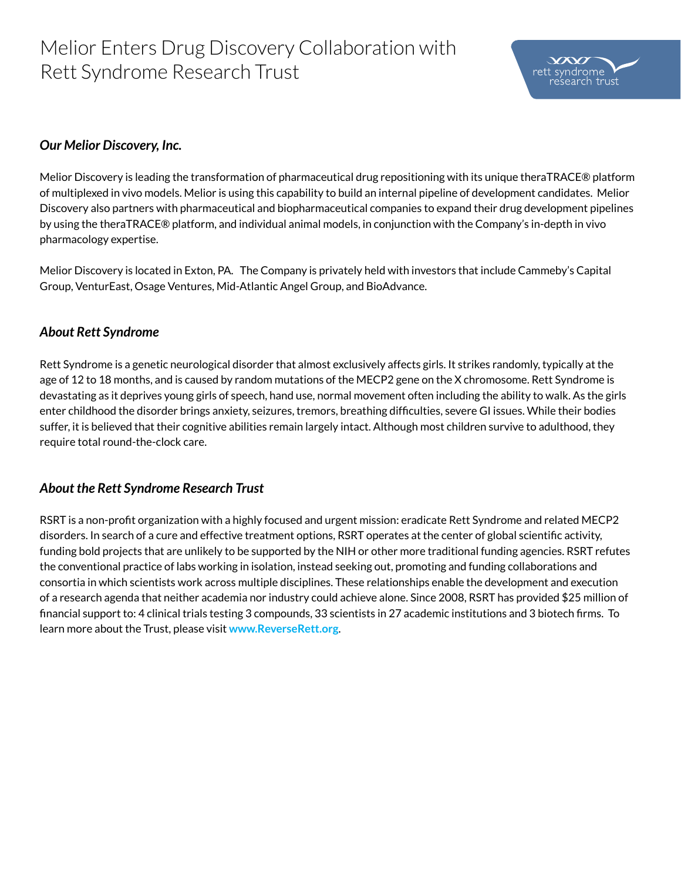# Melior Enters Drug Discovery Collaboration with Rett Syndrome Research Trust

### *Our Melior Discovery, Inc.*

Melior Discovery is leading the transformation of pharmaceutical drug repositioning with its unique theraTRACE® platform of multiplexed in vivo models. Melior is using this capability to build an internal pipeline of development candidates. Melior Discovery also partners with pharmaceutical and biopharmaceutical companies to expand their drug development pipelines by using the theraTRACE® platform, and individual animal models, in conjunction with the Company's in-depth in vivo pharmacology expertise.

Melior Discovery is located in Exton, PA. The Company is privately held with investors that include Cammeby's Capital Group, VenturEast, Osage Ventures, Mid-Atlantic Angel Group, and BioAdvance.

### *About Rett Syndrome*

Rett Syndrome is a genetic neurological disorder that almost exclusively affects girls. It strikes randomly, typically at the age of 12 to 18 months, and is caused by random mutations of the MECP2 gene on the X chromosome. Rett Syndrome is devastating as it deprives young girls of speech, hand use, normal movement often including the ability to walk. As the girls enter childhood the disorder brings anxiety, seizures, tremors, breathing difficulties, severe GI issues. While their bodies suffer, it is believed that their cognitive abilities remain largely intact. Although most children survive to adulthood, they require total round-the-clock care.

### *About the Rett Syndrome Research Trust*

RSRT is a non-profit organization with a highly focused and urgent mission: eradicate Rett Syndrome and related MECP2 disorders. In search of a cure and effective treatment options, RSRT operates at the center of global scientific activity, funding bold projects that are unlikely to be supported by the NIH or other more traditional funding agencies. RSRT refutes the conventional practice of labs working in isolation, instead seeking out, promoting and funding collaborations and consortia in which scientists work across multiple disciplines. These relationships enable the development and execution of a research agenda that neither academia nor industry could achieve alone. Since 2008, RSRT has provided $25 million of financial support to: 4 clinical trials testing 3 compounds, 33 scientists in 27 academic institutions and 3 biotech firms. To learn more about the Trust, please visit **www.ReverseRett.org**.